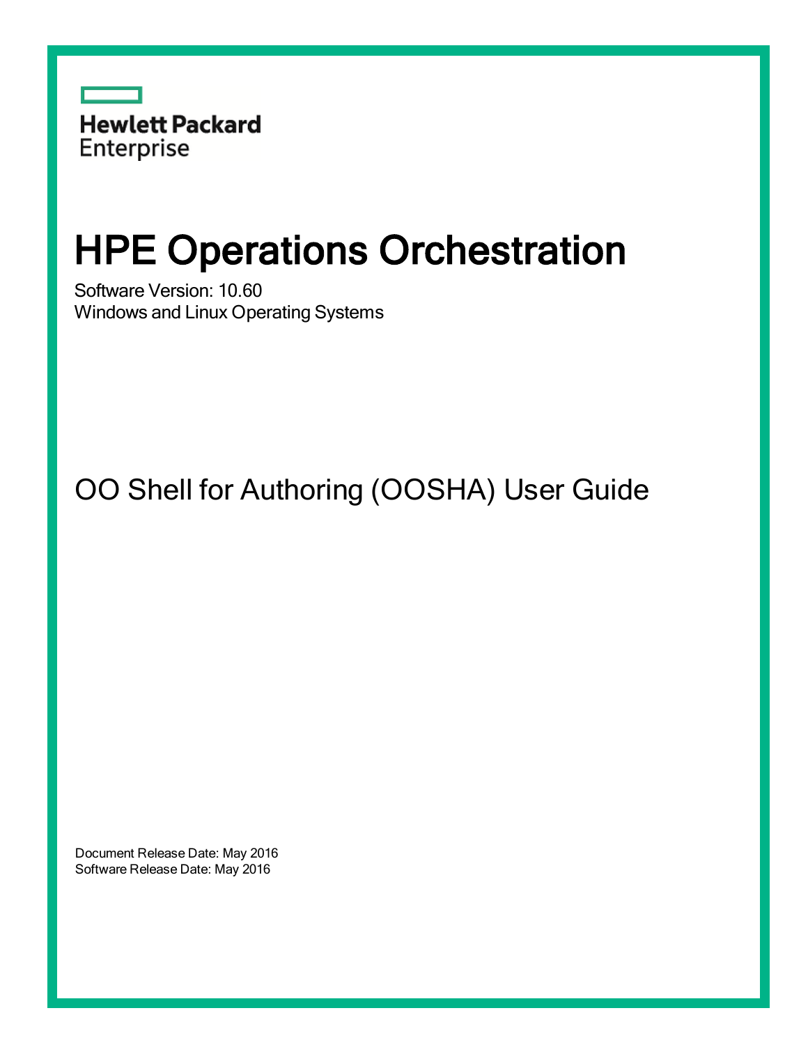Hewlett Packard Enterprise

# HPE Operations Orchestration

Software Version: 10.60

Windows and Linux Operating Systems

## OO Shell for Authoring (OOSHA) User Guide

Document Release Date: May 2016

Software Release Date: May 2016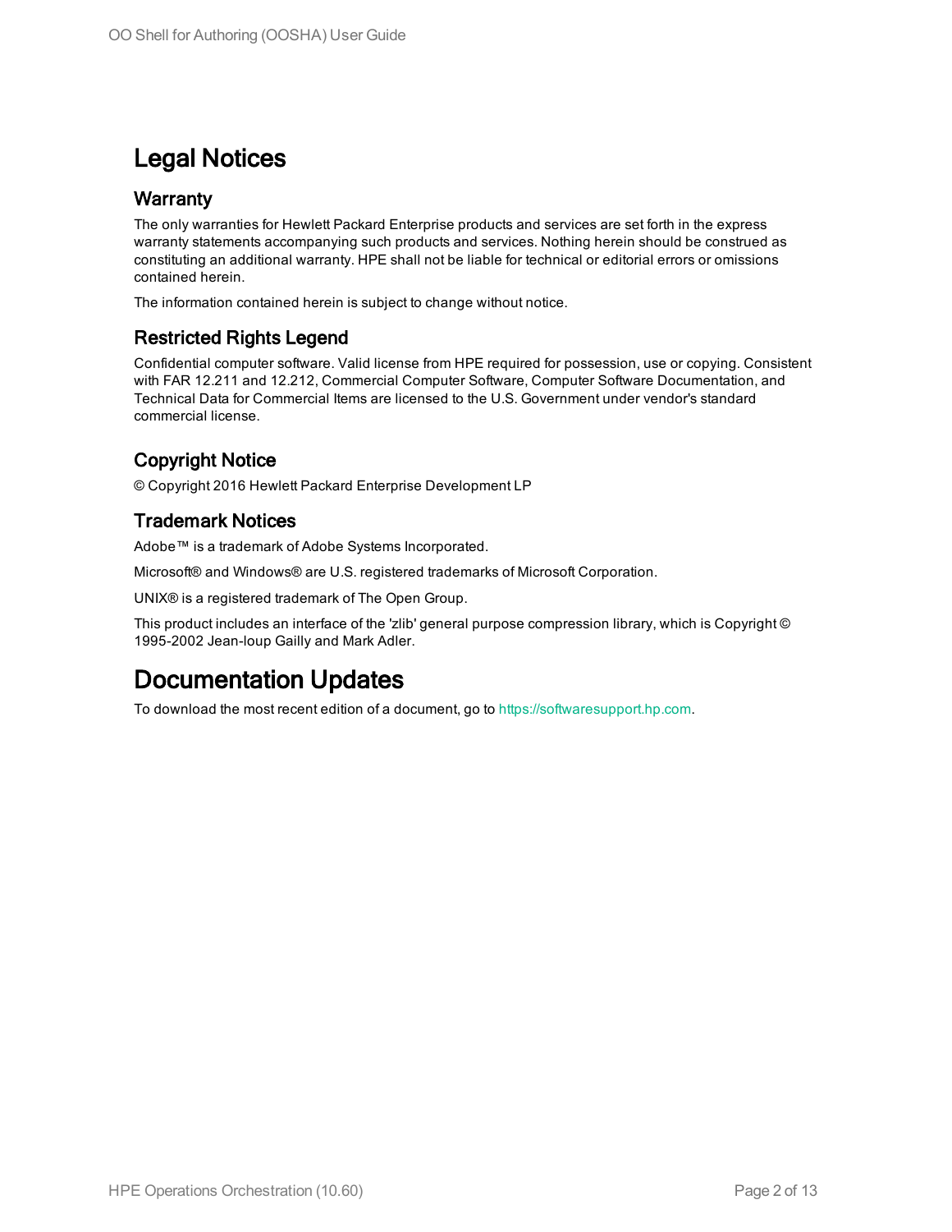# Legal Notices

## Warranty

The only warranties for Hewlett Packard Enterprise products and services are set forth in the express warranty statements accompanying such products and services. Nothing herein should be construed as constituting an additional warranty. HPE shall not be liable for technical or editorial errors or omissions contained herein.

The information contained herein is subject to change without notice.

## Restricted Rights Legend

Confidential computer software. Valid license from HPE required for possession, use or copying. Consistent with FAR 12.211 and 12.212, Commercial Computer Software, Computer Software Documentation, and Technical Data for Commercial Items are licensed to the U.S. Government under vendor's standard commercial license.

## Copyright Notice

© Copyright 2016 Hewlett Packard Enterprise Development LP

## Trademark Notices

Adobe™ is a trademark of Adobe Systems Incorporated.

Microsoft® and Windows® are U.S. registered trademarks of Microsoft Corporation.

UNIX® is a registered trademark of The Open Group.

This product includes an interface of the 'zlib' general purpose compression library, which is Copyright © 1995-2002 Jean-loup Gailly and Mark Adler.

# Documentation Updates

To download the most recent edition of a document, go to https://softwaresupport.hp.com.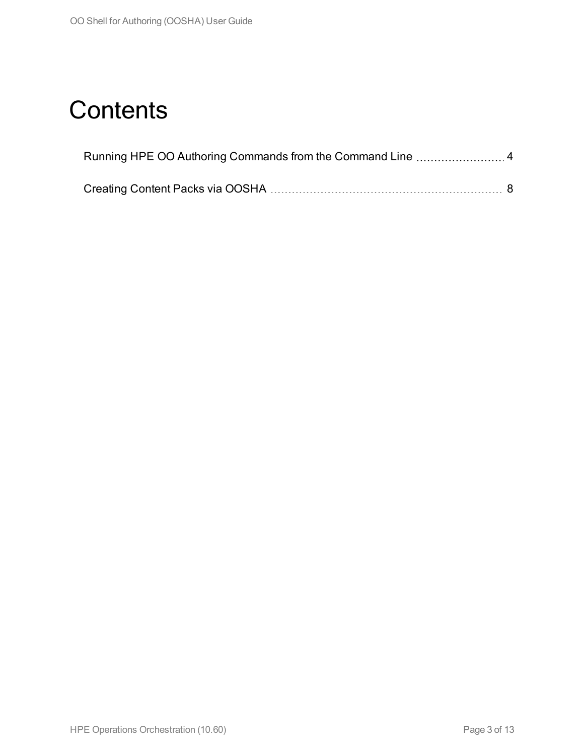# Contents

Running HPE OO Authoring Commands from the Command Line 4

Creating Content Packs via OOSHA 8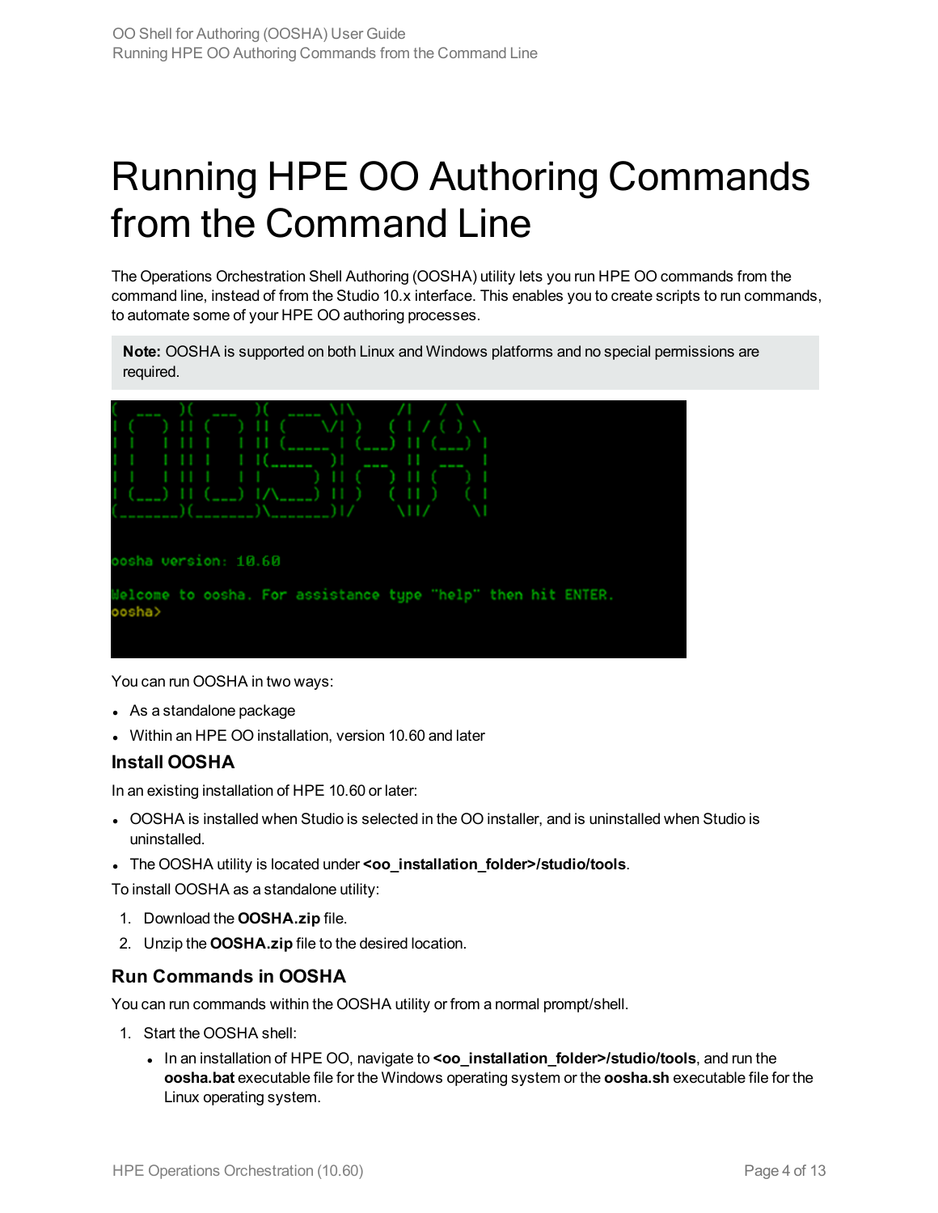# Running HPE OO Authoring Commands from the Command Line

The Operations Orchestration Shell Authoring (OOSHA) utility lets you run HPE OO commands from the command line, instead of from the Studio 10.x interface. This enables you to create scripts to run commands, to automate some of your HPE OO authoring processes.

> **Note:** OOSHA is supported on both Linux and Windows platforms and no special permissions are required.

```
oosha version: 10.60

Welcome to oosha. For assistance type "help" then hit ENTER.
oosha>
```

You can run OOSHA in two ways:

- As a standalone package
- Within an HPE OO installation, version 10.60 and later

### Install OOSHA

In an existing installation of HPE 10.60 or later:

- OOSHA is installed when Studio is selected in the OO installer, and is uninstalled when Studio is uninstalled.
- The OOSHA utility is located under **<oo_installation_folder>/studio/tools**.

To install OOSHA as a standalone utility:

1. Download the **OOSHA.zip** file.
2. Unzip the **OOSHA.zip** file to the desired location.

### Run Commands in OOSHA

You can run commands within the OOSHA utility or from a normal prompt/shell.

1. Start the OOSHA shell:
   - In an installation of HPE OO, navigate to **<oo_installation_folder>/studio/tools**, and run the **oosha.bat** executable file for the Windows operating system or the **oosha.sh** executable file for the Linux operating system.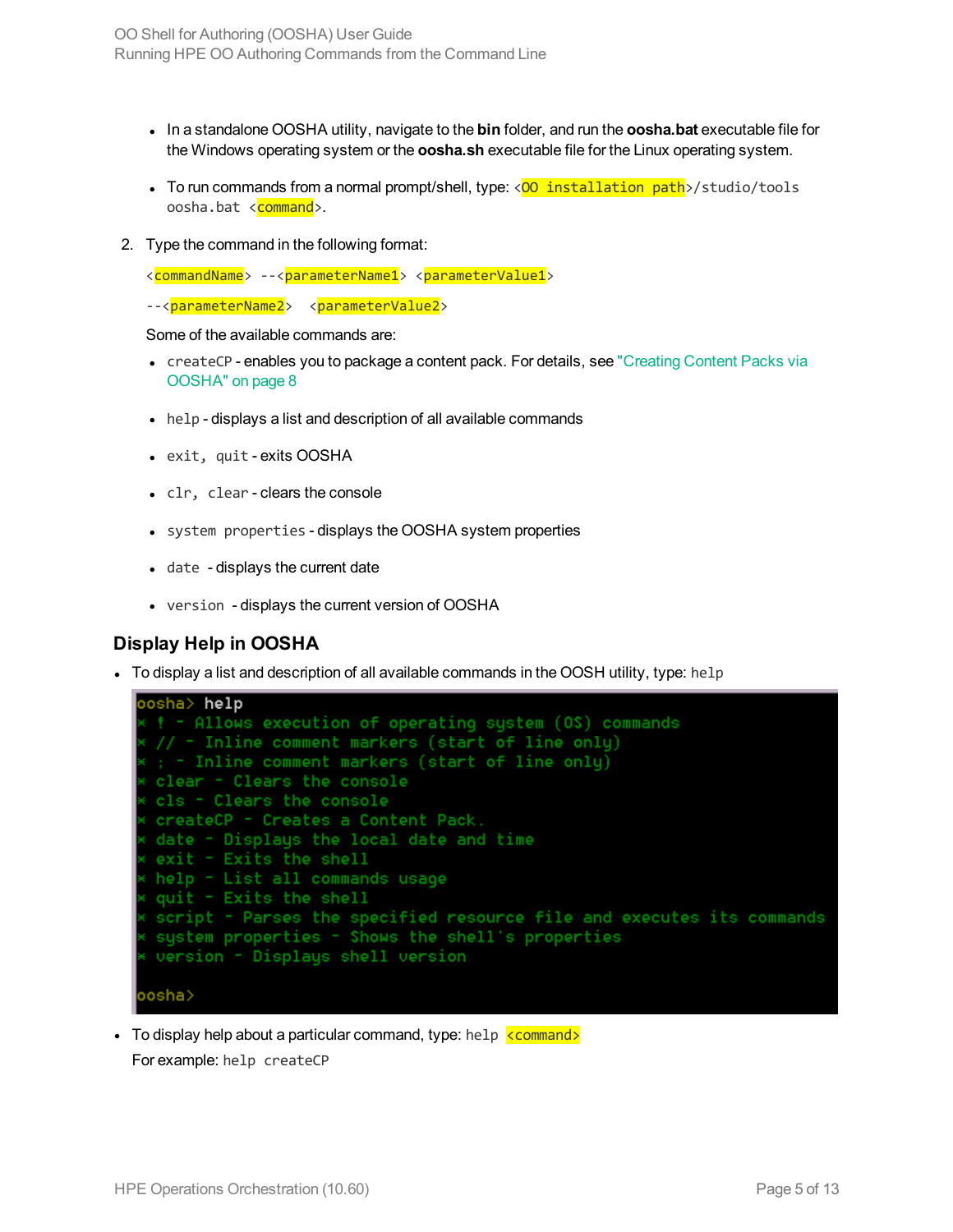- In a standalone OOSHA utility, navigate to the **bin** folder, and run the **oosha.bat** executable file for the Windows operating system or the **oosha.sh** executable file for the Linux operating system.

- To run commands from a normal prompt/shell, type: `<OO installation path>/studio/tools oosha.bat <command>`.

2. Type the command in the following format:

   `<commandName> --<parameterName1> <parameterValue1>`

   `--<parameterName2>  <parameterValue2>`

   Some of the available commands are:

   - `createCP` - enables you to package a content pack. For details, see "Creating Content Packs via OOSHA" on page 8
   - `help` - displays a list and description of all available commands
   - `exit, quit` - exits OOSHA
   - `clr, clear` - clears the console
   - `system properties` - displays the OOSHA system properties
   - `date` - displays the current date
   - `version` - displays the current version of OOSHA

### Display Help in OOSHA

- To display a list and description of all available commands in the OOSH utility, type: `help`

```
oosha> help
* ! - Allows execution of operating system (OS) commands
* // - Inline comment markers (start of line only)
* ; - Inline comment markers (start of line only)
* clear - Clears the console
* cls - Clears the console
* createCP - Creates a Content Pack.
* date - Displays the local date and time
* exit - Exits the shell
* help - List all commands usage
* quit - Exits the shell
* script - Parses the specified resource file and executes its commands
* system properties - Shows the shell's properties
* version - Displays shell version

oosha>
```

- To display help about a particular command, type: `help <command>`

  For example: `help createCP`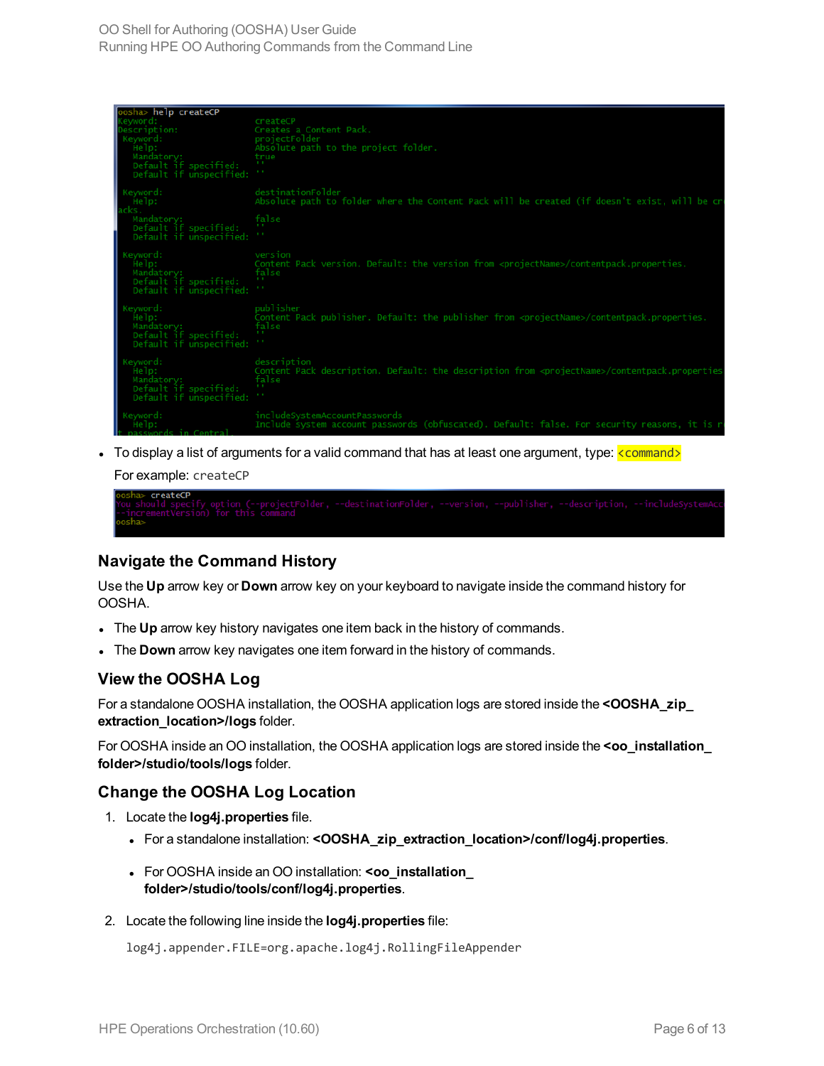```
oosha> help createCP
Keyword:                    createCP
Description:                Creates a Content Pack.
 Keyword:                   projectFolder
   Help:                    Absolute path to the project folder.
   Mandatory:               true
   Default if specified:    ''
   Default if unspecified:  ''

 Keyword:                   destinationFolder
   Help:                    Absolute path to folder where the Content Pack will be created (if doesn't exist, will be cr
acks.
   Mandatory:               false
   Default if specified:    ''
   Default if unspecified:  ''

 Keyword:                   version
   Help:                    Content Pack version. Default: the version from <projectName>/contentpack.properties.
   Mandatory:               false
   Default if specified:    ''
   Default if unspecified:  ''

 Keyword:                   publisher
   Help:                    Content Pack publisher. Default: the publisher from <projectName>/contentpack.properties.
   Mandatory:               false
   Default if specified:    ''
   Default if unspecified:  ''

 Keyword:                   description
   Help:                    Content Pack description. Default: the description from <projectName>/contentpack.properties
   Mandatory:               false
   Default if specified:    ''
   Default if unspecified:  ''

 Keyword:                   includeSystemAccountPasswords
   Help:                    Include system account passwords (obfuscated). Default: false. For security reasons, it is r
t passwords in Central.
```

- To display a list of arguments for a valid command that has at least one argument, type: `<command>`

  For example: `createCP`

```
oosha> createCP
You should specify option (--projectFolder, --destinationFolder, --version, --publisher, --description, --includeSystemAcc
--incrementVersion) for this command
oosha>
```

### Navigate the Command History

Use the **Up** arrow key or **Down** arrow key on your keyboard to navigate inside the command history for OOSHA.

- The **Up** arrow key history navigates one item back in the history of commands.
- The **Down** arrow key navigates one item forward in the history of commands.

### View the OOSHA Log

For a standalone OOSHA installation, the OOSHA application logs are stored inside the **<OOSHA_zip_extraction_location>/logs** folder.

For OOSHA inside an OO installation, the OOSHA application logs are stored inside the **<oo_installation_folder>/studio/tools/logs** folder.

### Change the OOSHA Log Location

1. Locate the **log4j.properties** file.
   - For a standalone installation: **<OOSHA_zip_extraction_location>/conf/log4j.properties**.
   - For OOSHA inside an OO installation: **<oo_installation_folder>/studio/tools/conf/log4j.properties**.
2. Locate the following line inside the **log4j.properties** file:

   ```
   log4j.appender.FILE=org.apache.log4j.RollingFileAppender
   ```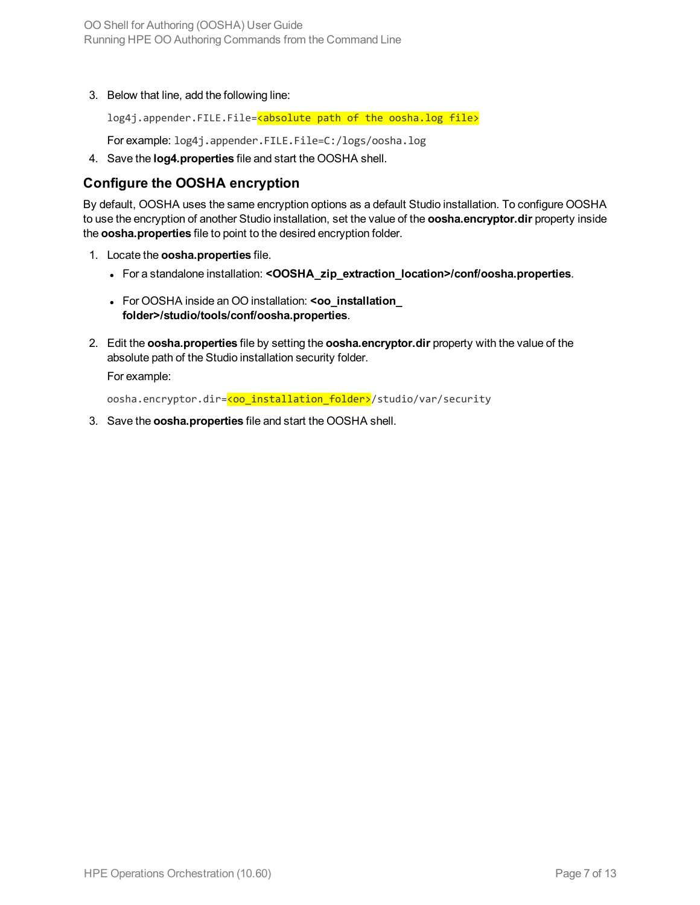3. Below that line, add the following line:

   ```
   log4j.appender.FILE.File=<absolute path of the oosha.log file>
   ```

   For example: `log4j.appender.FILE.File=C:/logs/oosha.log`

4. Save the **log4.properties** file and start the OOSHA shell.

### Configure the OOSHA encryption

By default, OOSHA uses the same encryption options as a default Studio installation. To configure OOSHA to use the encryption of another Studio installation, set the value of the **oosha.encryptor.dir** property inside the **oosha.properties** file to point to the desired encryption folder.

1. Locate the **oosha.properties** file.
   - For a standalone installation: **<OOSHA_zip_extraction_location>/conf/oosha.properties**.
   - For OOSHA inside an OO installation: **<oo_installation_folder>/studio/tools/conf/oosha.properties**.

2. Edit the **oosha.properties** file by setting the **oosha.encryptor.dir** property with the value of the absolute path of the Studio installation security folder.

   For example:

   ```
   oosha.encryptor.dir=<oo_installation_folder>/studio/var/security
   ```

3. Save the **oosha.properties** file and start the OOSHA shell.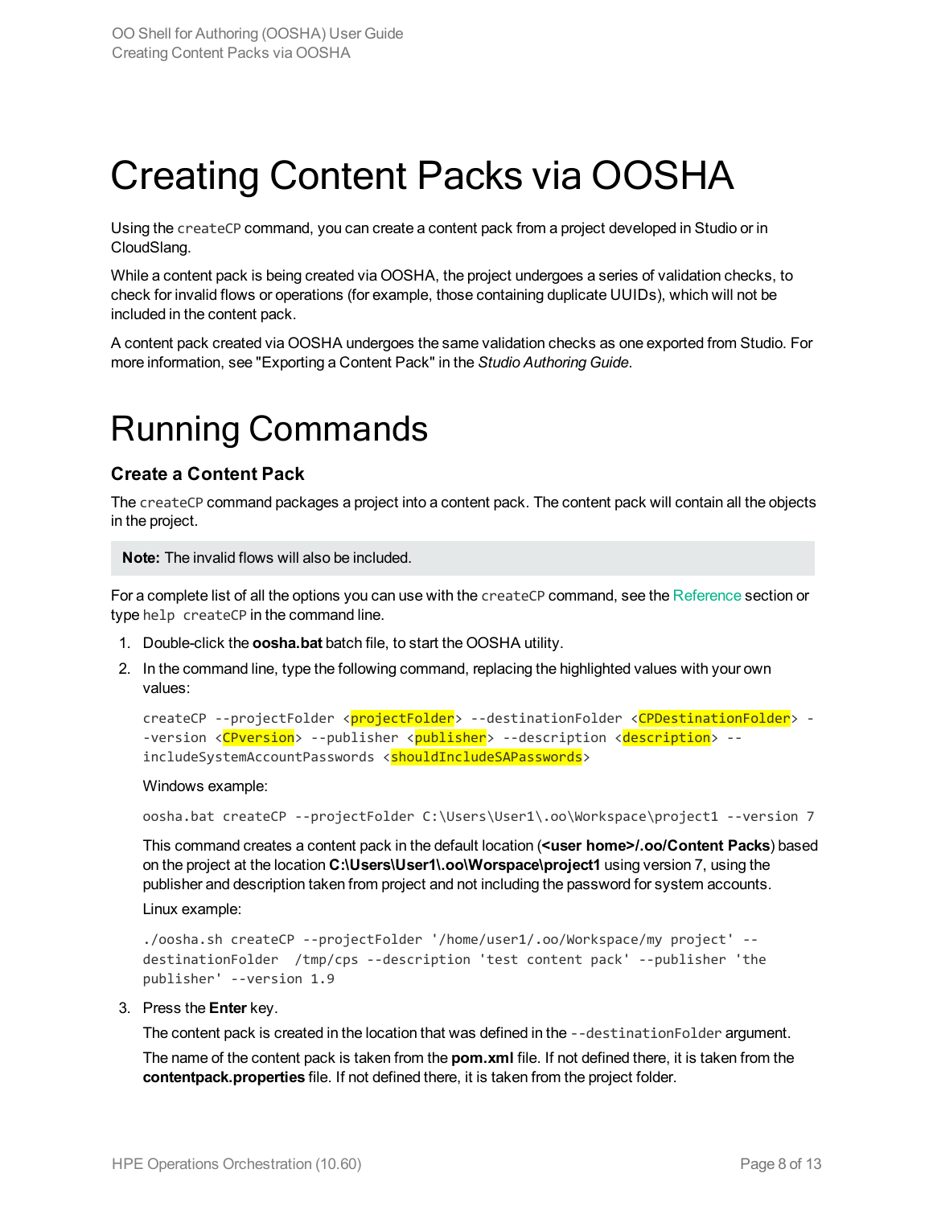# Creating Content Packs via OOSHA

Using the `createCP` command, you can create a content pack from a project developed in Studio or in CloudSlang.

While a content pack is being created via OOSHA, the project undergoes a series of validation checks, to check for invalid flows or operations (for example, those containing duplicate UUIDs), which will not be included in the content pack.

A content pack created via OOSHA undergoes the same validation checks as one exported from Studio. For more information, see "Exporting a Content Pack" in the *Studio Authoring Guide*.

# Running Commands

### Create a Content Pack

The `createCP` command packages a project into a content pack. The content pack will contain all the objects in the project.

> **Note:** The invalid flows will also be included.

For a complete list of all the options you can use with the `createCP` command, see the Reference section or type `help createCP` in the command line.

1. Double-click the **oosha.bat** batch file, to start the OOSHA utility.
2. In the command line, type the following command, replacing the highlighted values with your own values:

   ```
   createCP --projectFolder <projectFolder> --destinationFolder <CPDestinationFolder> --version <CPversion> --publisher <publisher> --description <description> --includeSystemAccountPasswords <shouldIncludeSAPasswords>
   ```

   Windows example:

   ```
   oosha.bat createCP --projectFolder C:\Users\User1\.oo\Workspace\project1 --version 7
   ```

   This command creates a content pack in the default location (**<user home>/.oo/Content Packs**) based on the project at the location **C:\Users\User1\.oo\Worspace\project1** using version 7, using the publisher and description taken from project and not including the password for system accounts.

   Linux example:

   ```
   ./oosha.sh createCP --projectFolder '/home/user1/.oo/Workspace/my project' --destinationFolder  /tmp/cps --description 'test content pack' --publisher 'the publisher' --version 1.9
   ```

3. Press the **Enter** key.

   The content pack is created in the location that was defined in the `--destinationFolder` argument.

   The name of the content pack is taken from the **pom.xml** file. If not defined there, it is taken from the **contentpack.properties** file. If not defined there, it is taken from the project folder.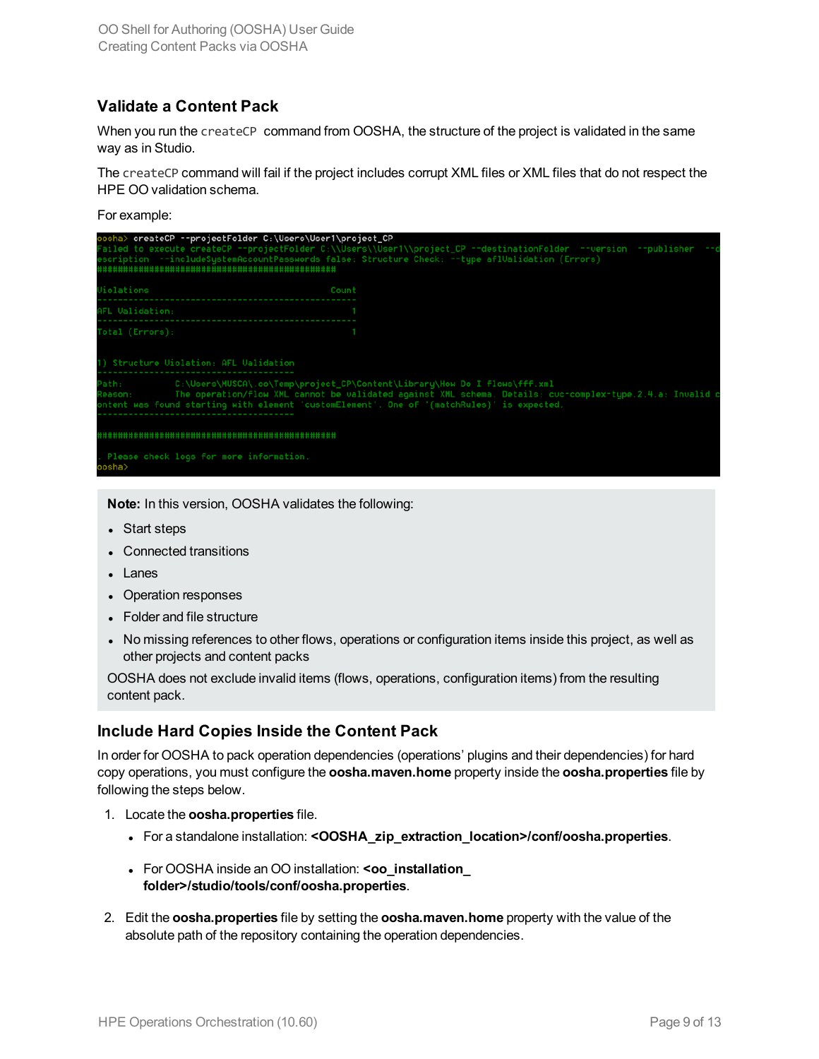## Validate a Content Pack

When you run the `createCP` command from OOSHA, the structure of the project is validated in the same way as in Studio.

The `createCP` command will fail if the project includes corrupt XML files or XML files that do not respect the HPE OO validation schema.

For example:

```
oosha> createCP --projectFolder C:\Users\User1\project_CP
Failed to execute createCP --projectFolder C:\\Users\\User1\\project_CP --destinationFolder  --version  --publisher  --d
escription  --includeSystemAccountPasswords false: Structure Check: --type aflValidation (Errors)
##############################################

Violations                                    Count
--------------------------------------------------
AFL Validation:                                   1
--------------------------------------------------
Total (Errors):                                   1

1) Structure Violation: AFL Validation
-------------------------------------
Path:         C:\Users\MUSCA\.oo\Temp\project_CP\Content\Library\How Do I flows\fff.xml
Reason:       The operation/flow XML cannot be validated against XML schema. Details: cvc-complex-type.2.4.a: Invalid c
ontent was found starting with element 'customElement'. One of '{matchRules}' is expected.
-------------------------------------

##############################################

. Please check logs for more information.
oosha>
```

**Note:** In this version, OOSHA validates the following:

- Start steps
- Connected transitions
- Lanes
- Operation responses
- Folder and file structure
- No missing references to other flows, operations or configuration items inside this project, as well as other projects and content packs

OOSHA does not exclude invalid items (flows, operations, configuration items) from the resulting content pack.

## Include Hard Copies Inside the Content Pack

In order for OOSHA to pack operation dependencies (operations' plugins and their dependencies) for hard copy operations, you must configure the **oosha.maven.home** property inside the **oosha.properties** file by following the steps below.

1. Locate the **oosha.properties** file.
   - For a standalone installation: **<OOSHA_zip_extraction_location>/conf/oosha.properties**.
   - For OOSHA inside an OO installation: **<oo_installation_folder>/studio/tools/conf/oosha.properties**.
2. Edit the **oosha.properties** file by setting the **oosha.maven.home** property with the value of the absolute path of the repository containing the operation dependencies.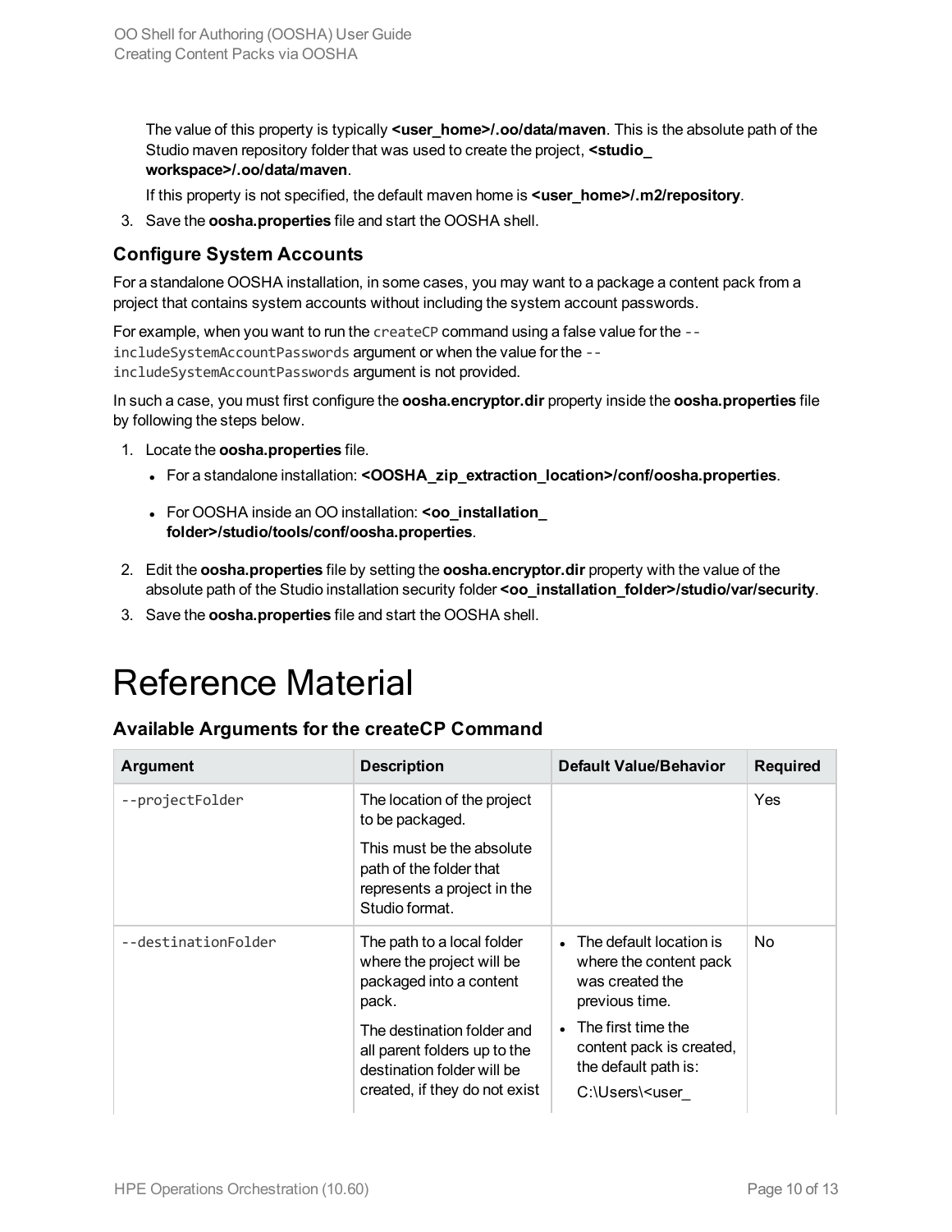The value of this property is typically **<user_home>/.oo/data/maven**. This is the absolute path of the Studio maven repository folder that was used to create the project, **<studio_workspace>/.oo/data/maven**.

If this property is not specified, the default maven home is **<user_home>/.m2/repository**.

3. Save the **oosha.properties** file and start the OOSHA shell.

### Configure System Accounts

For a standalone OOSHA installation, in some cases, you may want to a package a content pack from a project that contains system accounts without including the system account passwords.

For example, when you want to run the `createCP` command using a false value for the `--includeSystemAccountPasswords` argument or when the value for the `--includeSystemAccountPasswords` argument is not provided.

In such a case, you must first configure the **oosha.encryptor.dir** property inside the **oosha.properties** file by following the steps below.

1. Locate the **oosha.properties** file.
   - For a standalone installation: **<OOSHA_zip_extraction_location>/conf/oosha.properties**.
   - For OOSHA inside an OO installation: **<oo_installation_folder>/studio/tools/conf/oosha.properties**.
2. Edit the **oosha.properties** file by setting the **oosha.encryptor.dir** property with the value of the absolute path of the Studio installation security folder **<oo_installation_folder>/studio/var/security**.
3. Save the **oosha.properties** file and start the OOSHA shell.

# Reference Material

### Available Arguments for the createCP Command

| Argument | Description | Default Value/Behavior | Required |
| --- | --- | --- | --- |
| `--projectFolder` | The location of the project to be packaged. This must be the absolute path of the folder that represents a project in the Studio format. | | Yes |
| `--destinationFolder` | The path to a local folder where the project will be packaged into a content pack. The destination folder and all parent folders up to the destination folder will be created, if they do not exist | • The default location is where the content pack was created the previous time. • The first time the content pack is created, the default path is: C:\Users\<user_ | No |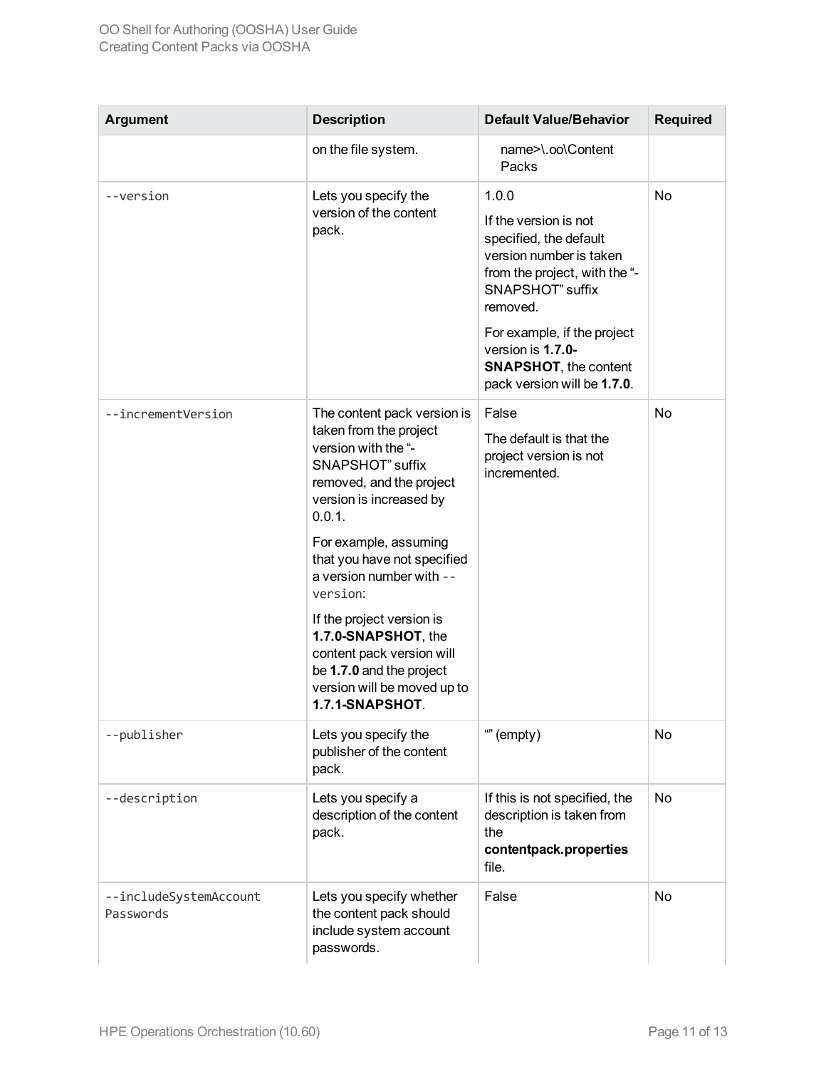| Argument | Description | Default Value/Behavior | Required |
|---|---|---|---|
| | on the file system. | name>\.oo\Content Packs | |
| `--version` | Lets you specify the version of the content pack. | 1.0.0<br><br>If the version is not specified, the default version number is taken from the project, with the "-SNAPSHOT" suffix removed.<br><br>For example, if the project version is **1.7.0-SNAPSHOT**, the content pack version will be **1.7.0**. | No |
| `--incrementVersion` | The content pack version is taken from the project version with the "-SNAPSHOT" suffix removed, and the project version is increased by 0.0.1.<br><br>For example, assuming that you have not specified a version number with `--version`:<br><br>If the project version is **1.7.0-SNAPSHOT**, the content pack version will be **1.7.0** and the project version will be moved up to **1.7.1-SNAPSHOT**. | False<br><br>The default is that the project version is not incremented. | No |
| `--publisher` | Lets you specify the publisher of the content pack. | "" (empty) | No |
| `--description` | Lets you specify a description of the content pack. | If this is not specified, the description is taken from the **contentpack.properties** file. | No |
| `--includeSystemAccountPasswords` | Lets you specify whether the content pack should include system account passwords. | False | No |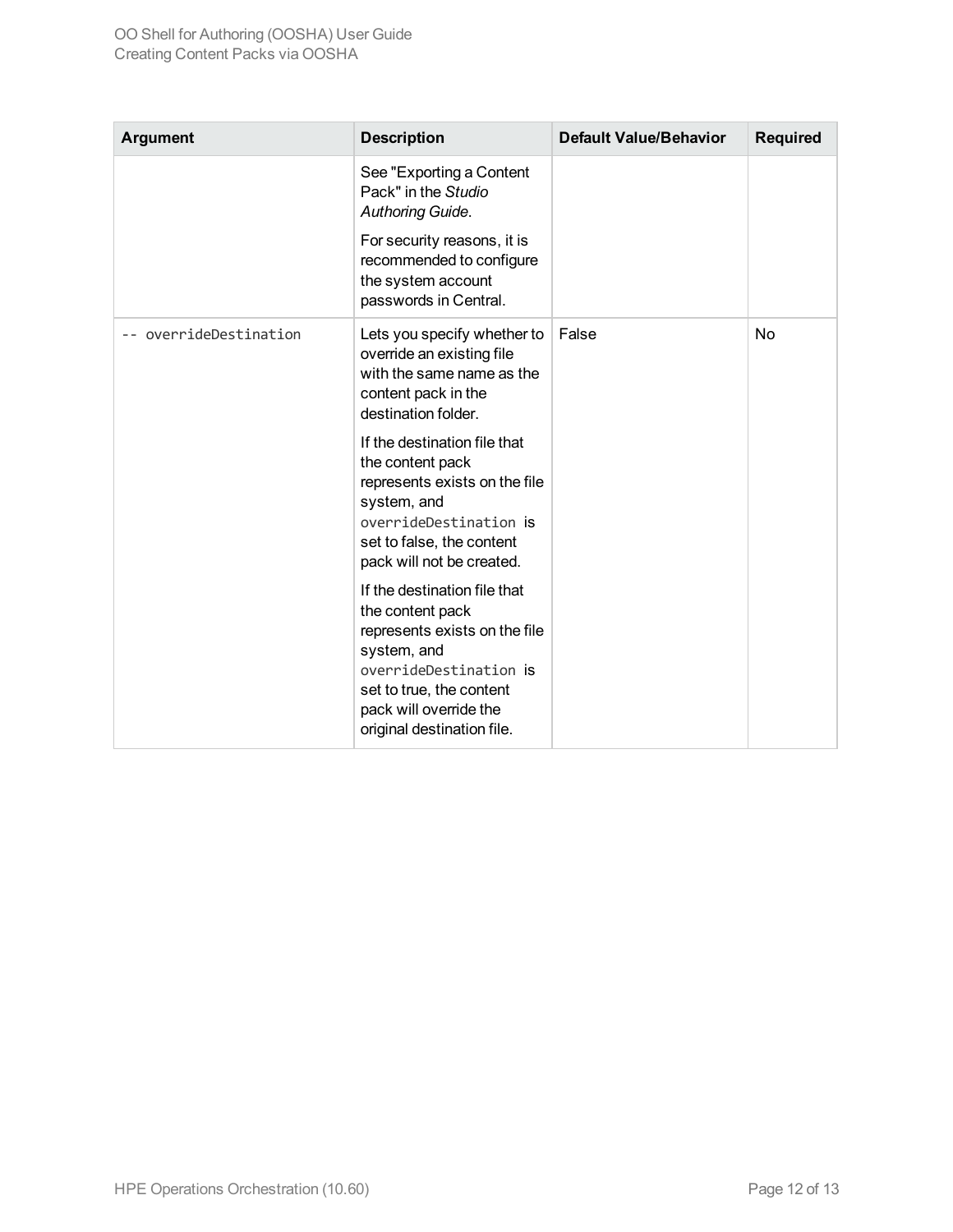| Argument | Description | Default Value/Behavior | Required |
| --- | --- | --- | --- |
| | See "Exporting a Content Pack" in the *Studio Authoring Guide*.<br><br>For security reasons, it is recommended to configure the system account passwords in Central. | | |
| `-- overrideDestination` | Lets you specify whether to override an existing file with the same name as the content pack in the destination folder.<br><br>If the destination file that the content pack represents exists on the file system, and `overrideDestination` is set to false, the content pack will not be created.<br><br>If the destination file that the content pack represents exists on the file system, and `overrideDestination` is set to true, the content pack will override the original destination file. | False | No |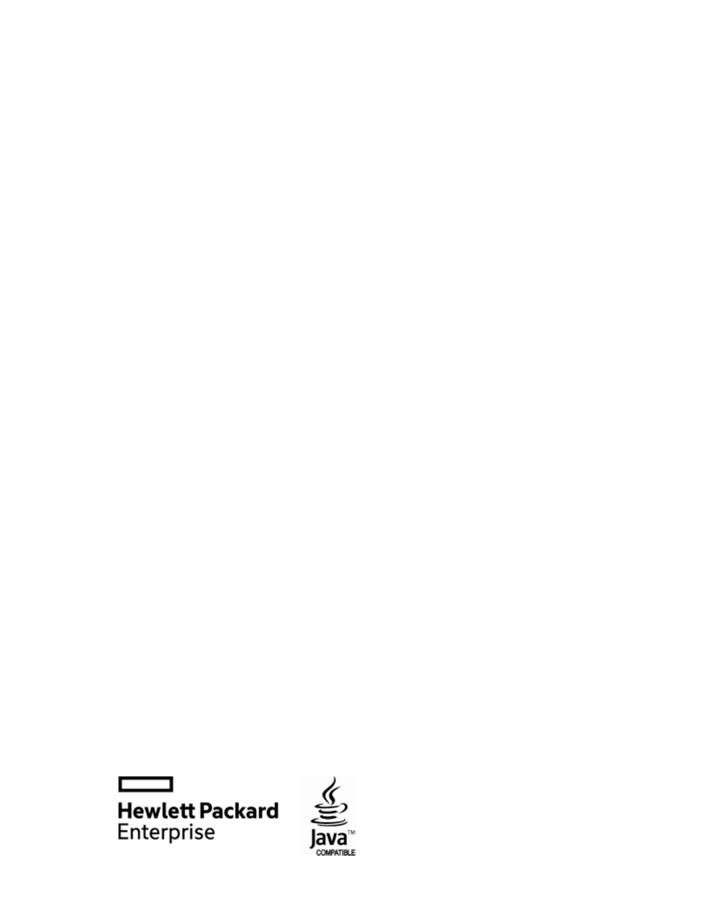Hewlett Packard Enterprise

Java™ COMPATIBLE